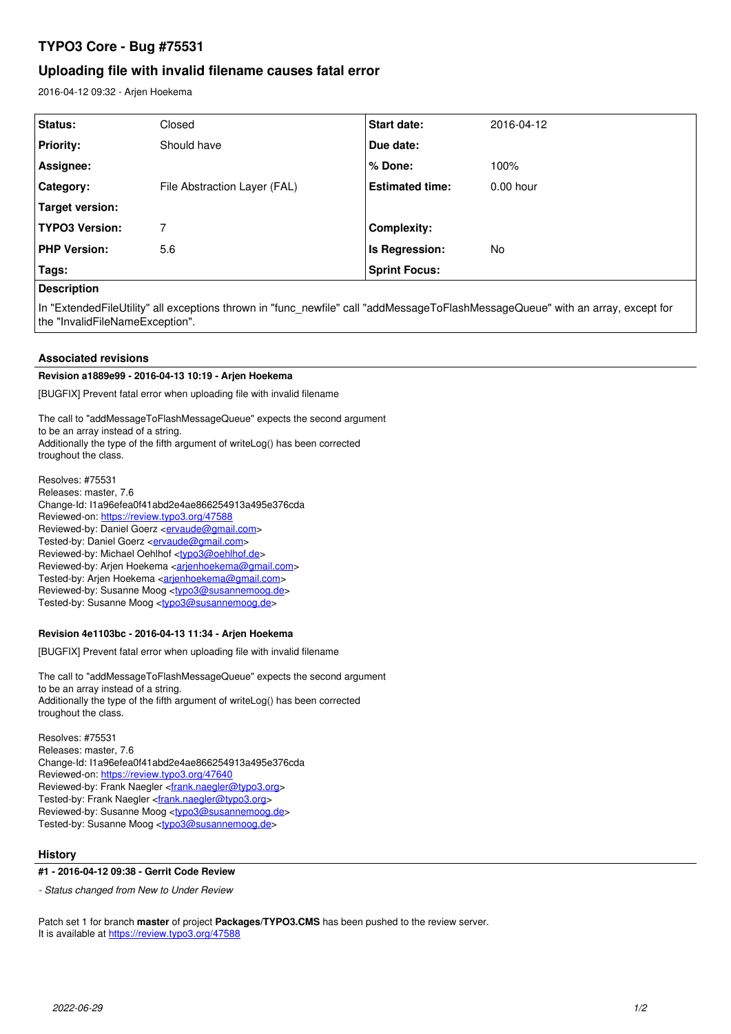# TYPO3 Core - Bug #75531

## Uploading file with invalid filename causes fatal error

2016-04-12 09:32 - Arjen Hoekema

| Status: | Closed | Start date: | 2016-04-12 |
|---|---|---|---|
| Priority: | Should have | Due date: | |
| Assignee: | | % Done: | 100% |
| Category: | File Abstraction Layer (FAL) | Estimated time: | 0.00 hour |
| Target version: | | | |
| TYPO3 Version: | 7 | Complexity: | |
| PHP Version: | 5.6 | Is Regression: | No |
| Tags: | | Sprint Focus: | |

**Description**

In "ExtendedFileUtility" all exceptions thrown in "func_newfile" call "addMessageToFlashMessageQueue" with an array, except for the "InvalidFileNameException".

### Associated revisions

**Revision a1889e99 - 2016-04-13 10:19 - Arjen Hoekema**

[BUGFIX] Prevent fatal error when uploading file with invalid filename

The call to "addMessageToFlashMessageQueue" expects the second argument
to be an array instead of a string.
Additionally the type of the fifth argument of writeLog() has been corrected
troughout the class.

Resolves: #75531
Releases: master, 7.6
Change-Id: I1a96efea0f41abd2e4ae866254913a495e376cda
Reviewed-on: https://review.typo3.org/47588
Reviewed-by: Daniel Goerz <ervaude@gmail.com>
Tested-by: Daniel Goerz <ervaude@gmail.com>
Reviewed-by: Michael Oehlhof <typo3@oehlhof.de>
Reviewed-by: Arjen Hoekema <arjenhoekema@gmail.com>
Tested-by: Arjen Hoekema <arjenhoekema@gmail.com>
Reviewed-by: Susanne Moog <typo3@susannemoog.de>
Tested-by: Susanne Moog <typo3@susannemoog.de>

**Revision 4e1103bc - 2016-04-13 11:34 - Arjen Hoekema**

[BUGFIX] Prevent fatal error when uploading file with invalid filename

The call to "addMessageToFlashMessageQueue" expects the second argument
to be an array instead of a string.
Additionally the type of the fifth argument of writeLog() has been corrected
troughout the class.

Resolves: #75531
Releases: master, 7.6
Change-Id: I1a96efea0f41abd2e4ae866254913a495e376cda
Reviewed-on: https://review.typo3.org/47640
Reviewed-by: Frank Naegler <frank.naegler@typo3.org>
Tested-by: Frank Naegler <frank.naegler@typo3.org>
Reviewed-by: Susanne Moog <typo3@susannemoog.de>
Tested-by: Susanne Moog <typo3@susannemoog.de>

### History

**#1 - 2016-04-12 09:38 - Gerrit Code Review**

*- Status changed from New to Under Review*

Patch set 1 for branch **master** of project **Packages/TYPO3.CMS** has been pushed to the review server.
It is available at https://review.typo3.org/47588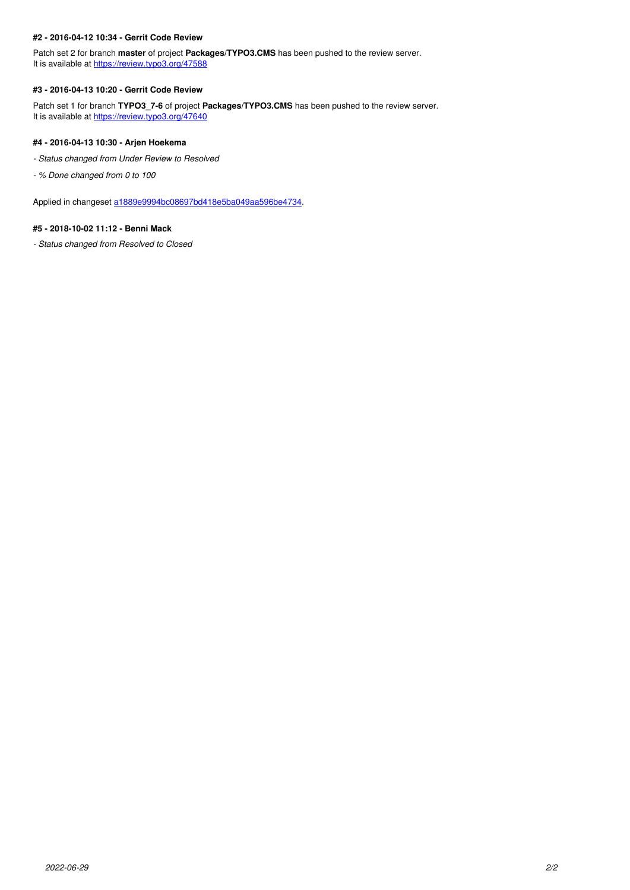#### #2 - 2016-04-12 10:34 - Gerrit Code Review

Patch set 2 for branch **master** of project **Packages/TYPO3.CMS** has been pushed to the review server.
It is available at https://review.typo3.org/47588

#### #3 - 2016-04-13 10:20 - Gerrit Code Review

Patch set 1 for branch **TYPO3_7-6** of project **Packages/TYPO3.CMS** has been pushed to the review server.
It is available at https://review.typo3.org/47640

#### #4 - 2016-04-13 10:30 - Arjen Hoekema

- *Status changed from Under Review to Resolved*
- *% Done changed from 0 to 100*

Applied in changeset a1889e9994bc08697bd418e5ba049aa596be4734.

#### #5 - 2018-10-02 11:12 - Benni Mack

- *Status changed from Resolved to Closed*